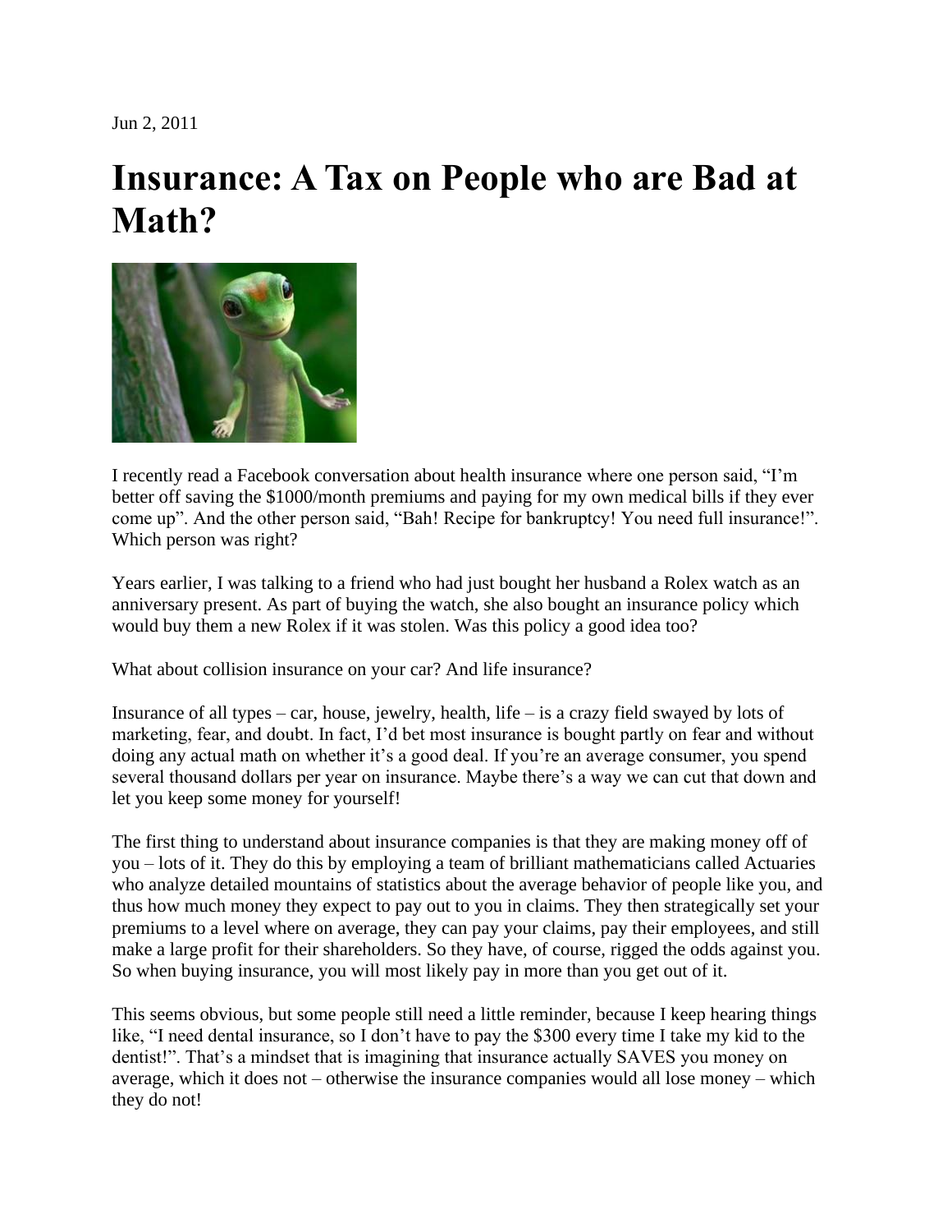Jun 2, 2011

# Insurance: A Tax on People who are Bad at Math?

I recently read a Facebook conversation about health insurance where one person said, "I'm better off saving the $1000/month premiums and paying for my own medical bills if they ever come up". And the other person said, "Bah! Recipe for bankruptcy! You need full insurance!". Which person was right?

Years earlier, I was talking to a friend who had just bought her husband a Rolex watch as an anniversary present. As part of buying the watch, she also bought an insurance policy which would buy them a new Rolex if it was stolen. Was this policy a good idea too?

What about collision insurance on your car? And life insurance?

Insurance of all types – car, house, jewelry, health, life – is a crazy field swayed by lots of marketing, fear, and doubt. In fact, I'd bet most insurance is bought partly on fear and without doing any actual math on whether it's a good deal. If you're an average consumer, you spend several thousand dollars per year on insurance. Maybe there's a way we can cut that down and let you keep some money for yourself!

The first thing to understand about insurance companies is that they are making money off of you – lots of it. They do this by employing a team of brilliant mathematicians called Actuaries who analyze detailed mountains of statistics about the average behavior of people like you, and thus how much money they expect to pay out to you in claims. They then strategically set your premiums to a level where on average, they can pay your claims, pay their employees, and still make a large profit for their shareholders. So they have, of course, rigged the odds against you. So when buying insurance, you will most likely pay in more than you get out of it.

This seems obvious, but some people still need a little reminder, because I keep hearing things like, "I need dental insurance, so I don't have to pay the $300 every time I take my kid to the dentist!". That's a mindset that is imagining that insurance actually SAVES you money on average, which it does not – otherwise the insurance companies would all lose money – which they do not!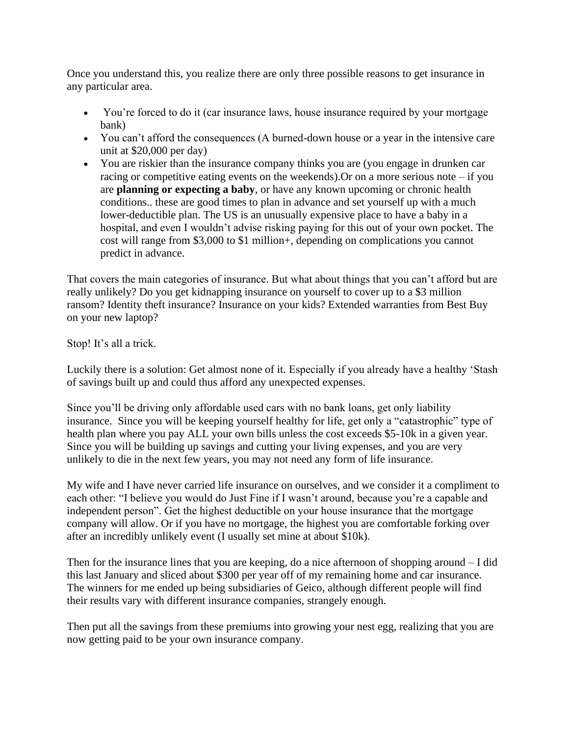Once you understand this, you realize there are only three possible reasons to get insurance in any particular area.

- You're forced to do it (car insurance laws, house insurance required by your mortgage bank)
- You can't afford the consequences (A burned-down house or a year in the intensive care unit at $20,000 per day)
- You are riskier than the insurance company thinks you are (you engage in drunken car racing or competitive eating events on the weekends).Or on a more serious note – if you are **planning or expecting a baby**, or have any known upcoming or chronic health conditions.. these are good times to plan in advance and set yourself up with a much lower-deductible plan. The US is an unusually expensive place to have a baby in a hospital, and even I wouldn't advise risking paying for this out of your own pocket. The cost will range from $3,000 to $1 million+, depending on complications you cannot predict in advance.

That covers the main categories of insurance. But what about things that you can't afford but are really unlikely? Do you get kidnapping insurance on yourself to cover up to a $3 million ransom? Identity theft insurance? Insurance on your kids? Extended warranties from Best Buy on your new laptop?

Stop! It's all a trick.

Luckily there is a solution: Get almost none of it. Especially if you already have a healthy 'Stash of savings built up and could thus afford any unexpected expenses.

Since you'll be driving only affordable used cars with no bank loans, get only liability insurance. Since you will be keeping yourself healthy for life, get only a "catastrophic" type of health plan where you pay ALL your own bills unless the cost exceeds $5-10k in a given year. Since you will be building up savings and cutting your living expenses, and you are very unlikely to die in the next few years, you may not need any form of life insurance.

My wife and I have never carried life insurance on ourselves, and we consider it a compliment to each other: "I believe you would do Just Fine if I wasn't around, because you're a capable and independent person". Get the highest deductible on your house insurance that the mortgage company will allow. Or if you have no mortgage, the highest you are comfortable forking over after an incredibly unlikely event (I usually set mine at about $10k).

Then for the insurance lines that you are keeping, do a nice afternoon of shopping around – I did this last January and sliced about $300 per year off of my remaining home and car insurance. The winners for me ended up being subsidiaries of Geico, although different people will find their results vary with different insurance companies, strangely enough.

Then put all the savings from these premiums into growing your nest egg, realizing that you are now getting paid to be your own insurance company.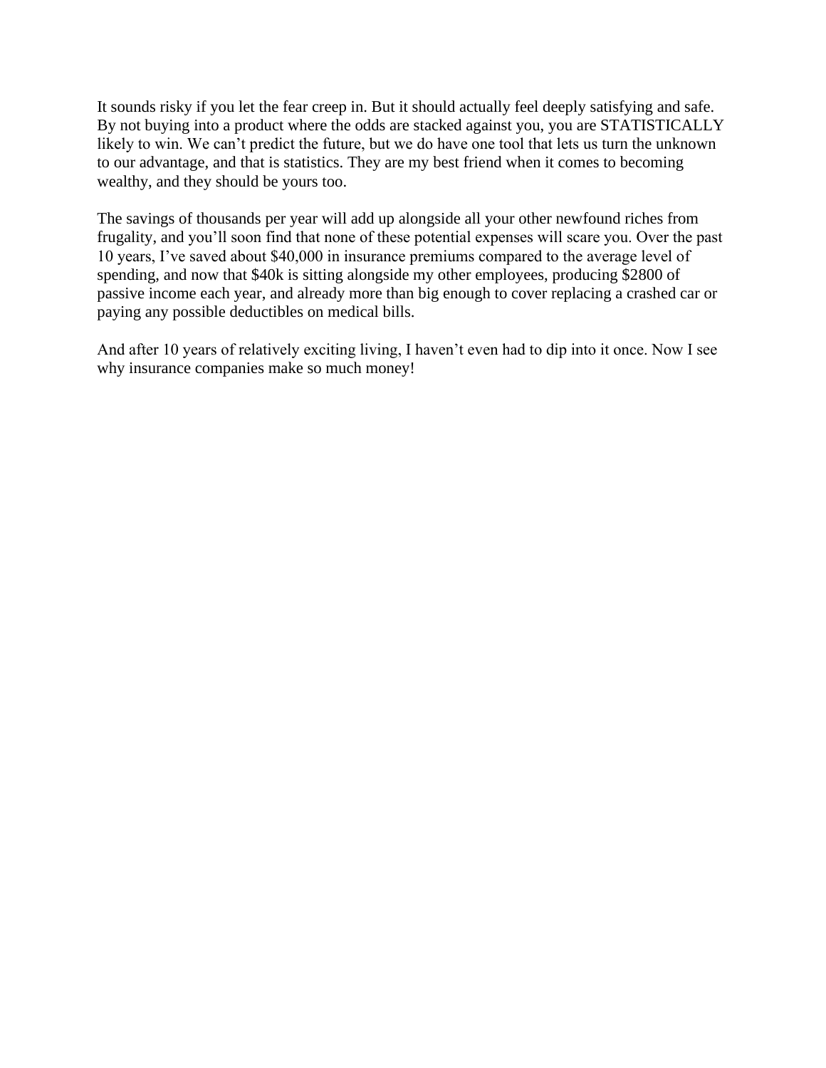It sounds risky if you let the fear creep in. But it should actually feel deeply satisfying and safe. By not buying into a product where the odds are stacked against you, you are STATISTICALLY likely to win. We can't predict the future, but we do have one tool that lets us turn the unknown to our advantage, and that is statistics. They are my best friend when it comes to becoming wealthy, and they should be yours too.

The savings of thousands per year will add up alongside all your other newfound riches from frugality, and you'll soon find that none of these potential expenses will scare you. Over the past 10 years, I've saved about $40,000 in insurance premiums compared to the average level of spending, and now that $40k is sitting alongside my other employees, producing $2800 of passive income each year, and already more than big enough to cover replacing a crashed car or paying any possible deductibles on medical bills.

And after 10 years of relatively exciting living, I haven't even had to dip into it once. Now I see why insurance companies make so much money!